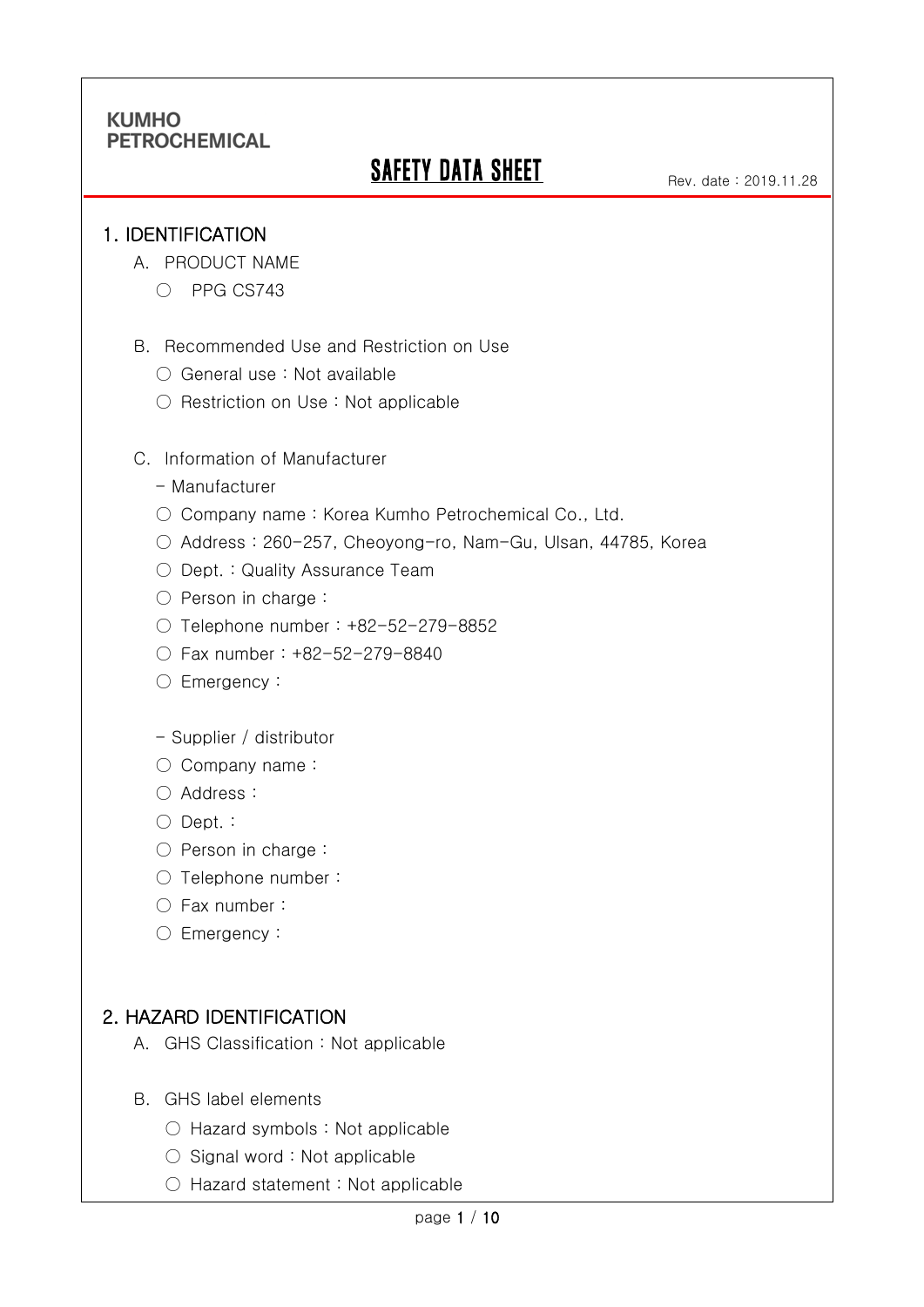KUMHO
PETROCHEMICAL

# SAFETY DATA SHEET

Rev. date : 2019.11.28

## 1. IDENTIFICATION

A. PRODUCT NAME

○ PPG CS743

B. Recommended Use and Restriction on Use

○ General use : Not available

○ Restriction on Use : Not applicable

C. Information of Manufacturer

- Manufacturer

○ Company name : Korea Kumho Petrochemical Co., Ltd.

○ Address : 260-257, Cheoyong-ro, Nam-Gu, Ulsan, 44785, Korea

○ Dept. : Quality Assurance Team

○ Person in charge :

○ Telephone number : +82-52-279-8852

○ Fax number : +82-52-279-8840

○ Emergency :

- Supplier / distributor

○ Company name :

○ Address :

○ Dept. :

○ Person in charge :

○ Telephone number :

○ Fax number :

○ Emergency :

## 2. HAZARD IDENTIFICATION

A. GHS Classification : Not applicable

B. GHS label elements

○ Hazard symbols : Not applicable

○ Signal word : Not applicable

○ Hazard statement : Not applicable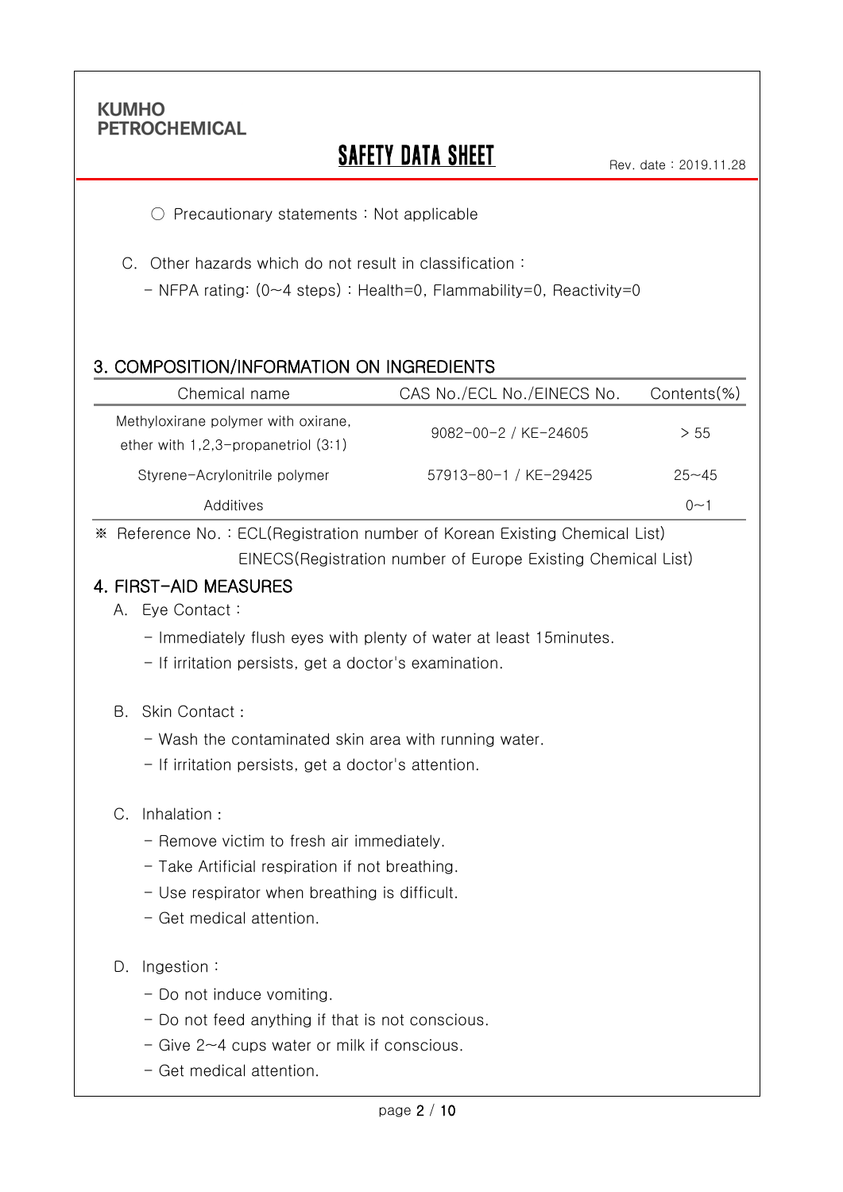○ Precautionary statements : Not applicable

C. Other hazards which do not result in classification :

- NFPA rating: (0~4 steps) : Health=0, Flammability=0, Reactivity=0

## 3. COMPOSITION/INFORMATION ON INGREDIENTS

| Chemical name | CAS No./ECL No./EINECS No. | Contents(%) |
|---|---|---|
| Methyloxirane polymer with oxirane, ether with 1,2,3-propanetriol (3:1) | 9082-00-2 / KE-24605 | > 55 |
| Styrene-Acrylonitrile polymer | 57913-80-1 / KE-29425 | 25~45 |
| Additives | | 0~1 |

※ Reference No. : ECL(Registration number of Korean Existing Chemical List)
EINECS(Registration number of Europe Existing Chemical List)

## 4. FIRST-AID MEASURES

A. Eye Contact :

- Immediately flush eyes with plenty of water at least 15minutes.
- If irritation persists, get a doctor's examination.

B. Skin Contact :

- Wash the contaminated skin area with running water.
- If irritation persists, get a doctor's attention.

C. Inhalation :

- Remove victim to fresh air immediately.
- Take Artificial respiration if not breathing.
- Use respirator when breathing is difficult.
- Get medical attention.

D. Ingestion :

- Do not induce vomiting.
- Do not feed anything if that is not conscious.
- Give 2~4 cups water or milk if conscious.
- Get medical attention.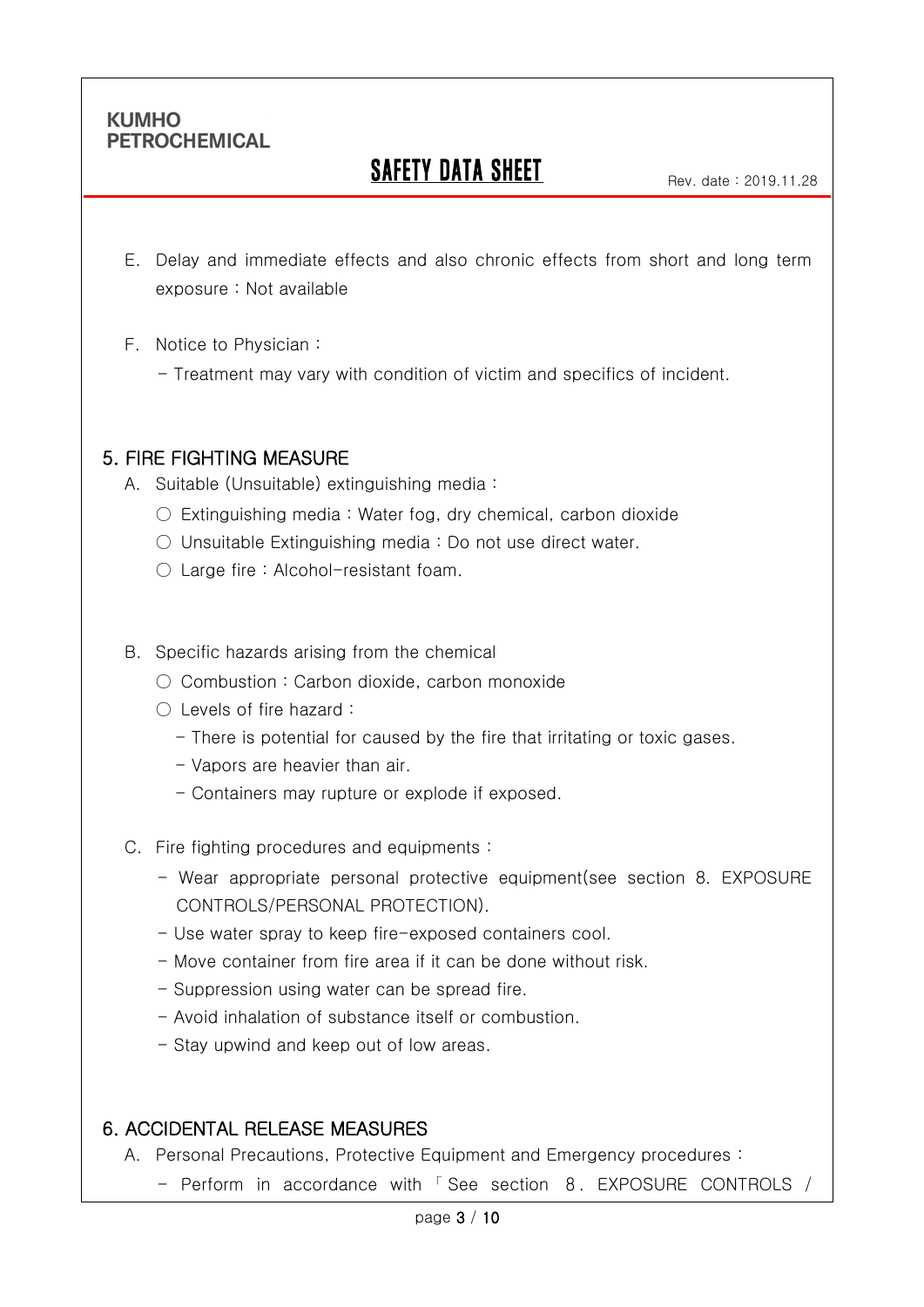E. Delay and immediate effects and also chronic effects from short and long term exposure : Not available

F. Notice to Physician :

- Treatment may vary with condition of victim and specifics of incident.

## 5. FIRE FIGHTING MEASURE

A. Suitable (Unsuitable) extinguishing media :

○ Extinguishing media : Water fog, dry chemical, carbon dioxide

○ Unsuitable Extinguishing media : Do not use direct water.

○ Large fire : Alcohol-resistant foam.

B. Specific hazards arising from the chemical

○ Combustion : Carbon dioxide, carbon monoxide

○ Levels of fire hazard :

- There is potential for caused by the fire that irritating or toxic gases.
- Vapors are heavier than air.
- Containers may rupture or explode if exposed.

C. Fire fighting procedures and equipments :

- Wear appropriate personal protective equipment(see section 8. EXPOSURE CONTROLS/PERSONAL PROTECTION).
- Use water spray to keep fire-exposed containers cool.
- Move container from fire area if it can be done without risk.
- Suppression using water can be spread fire.
- Avoid inhalation of substance itself or combustion.
- Stay upwind and keep out of low areas.

## 6. ACCIDENTAL RELEASE MEASURES

A. Personal Precautions, Protective Equipment and Emergency procedures :

- Perform in accordance with 「See section 8. EXPOSURE CONTROLS /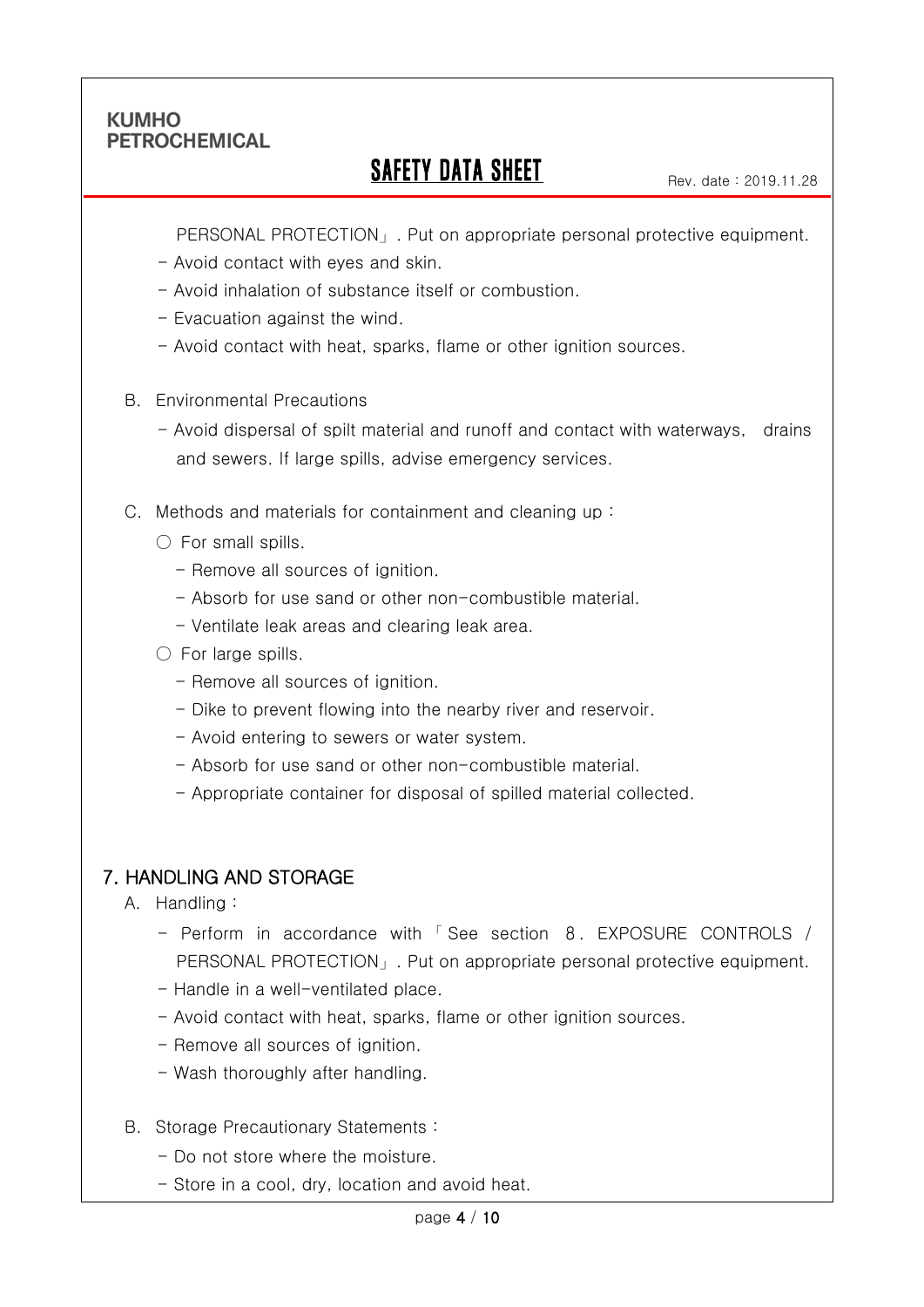PERSONAL PROTECTION」. Put on appropriate personal protective equipment.

- Avoid contact with eyes and skin.
- Avoid inhalation of substance itself or combustion.
- Evacuation against the wind.
- Avoid contact with heat, sparks, flame or other ignition sources.

B. Environmental Precautions

- Avoid dispersal of spilt material and runoff and contact with waterways, drains and sewers. If large spills, advise emergency services.

C. Methods and materials for containment and cleaning up :

○ For small spills.

- Remove all sources of ignition.
- Absorb for use sand or other non-combustible material.
- Ventilate leak areas and clearing leak area.

○ For large spills.

- Remove all sources of ignition.
- Dike to prevent flowing into the nearby river and reservoir.
- Avoid entering to sewers or water system.
- Absorb for use sand or other non-combustible material.
- Appropriate container for disposal of spilled material collected.

## 7. HANDLING AND STORAGE

A. Handling :

- Perform in accordance with 「See section 8. EXPOSURE CONTROLS / PERSONAL PROTECTION」. Put on appropriate personal protective equipment.
- Handle in a well-ventilated place.
- Avoid contact with heat, sparks, flame or other ignition sources.
- Remove all sources of ignition.
- Wash thoroughly after handling.

B. Storage Precautionary Statements :

- Do not store where the moisture.
- Store in a cool, dry, location and avoid heat.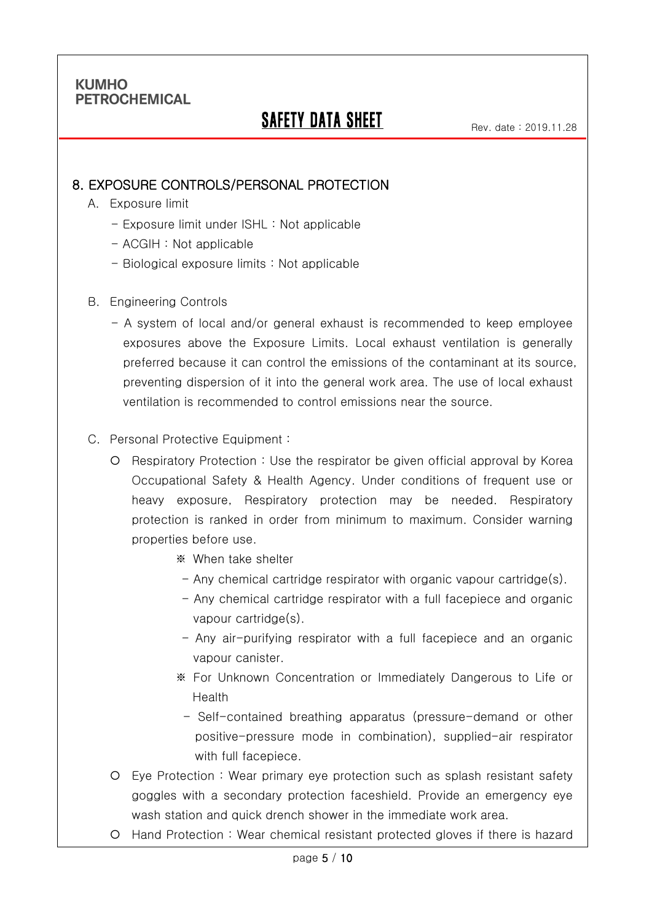## 8. EXPOSURE CONTROLS/PERSONAL PROTECTION

A. Exposure limit

- Exposure limit under ISHL : Not applicable
- ACGIH : Not applicable
- Biological exposure limits : Not applicable

B. Engineering Controls

- A system of local and/or general exhaust is recommended to keep employee exposures above the Exposure Limits. Local exhaust ventilation is generally preferred because it can control the emissions of the contaminant at its source, preventing dispersion of it into the general work area. The use of local exhaust ventilation is recommended to control emissions near the source.

C. Personal Protective Equipment :

- Respiratory Protection : Use the respirator be given official approval by Korea Occupational Safety & Health Agency. Under conditions of frequent use or heavy exposure, Respiratory protection may be needed. Respiratory protection is ranked in order from minimum to maximum. Consider warning properties before use.

  ※ When take shelter

  - Any chemical cartridge respirator with organic vapour cartridge(s).
  - Any chemical cartridge respirator with a full facepiece and organic vapour cartridge(s).
  - Any air-purifying respirator with a full facepiece and an organic vapour canister.

  ※ For Unknown Concentration or Immediately Dangerous to Life or Health

  - Self-contained breathing apparatus (pressure-demand or other positive-pressure mode in combination), supplied-air respirator with full facepiece.

- Eye Protection : Wear primary eye protection such as splash resistant safety goggles with a secondary protection faceshield. Provide an emergency eye wash station and quick drench shower in the immediate work area.
- Hand Protection : Wear chemical resistant protected gloves if there is hazard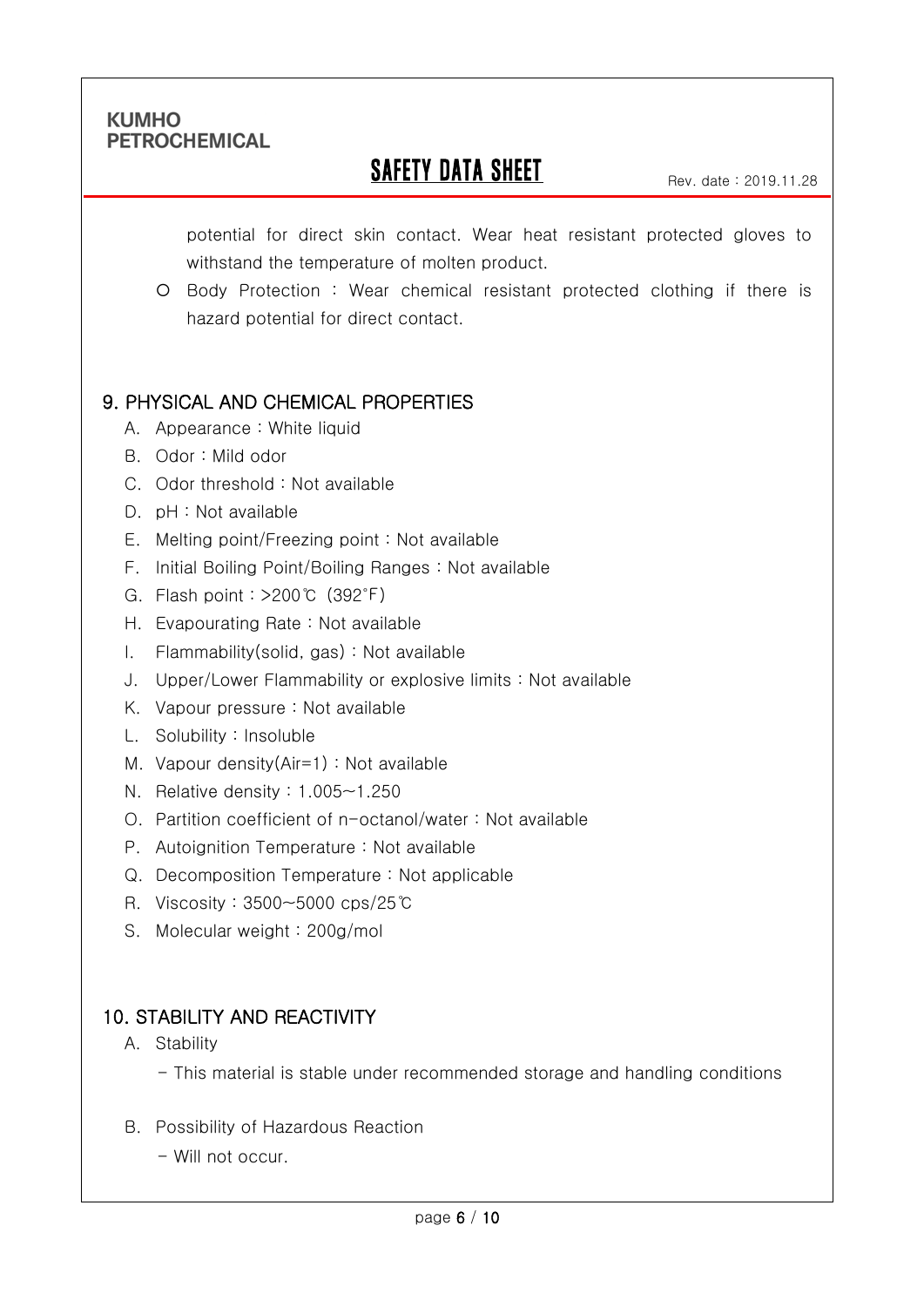potential for direct skin contact. Wear heat resistant protected gloves to withstand the temperature of molten product.

- Body Protection : Wear chemical resistant protected clothing if there is hazard potential for direct contact.

## 9. PHYSICAL AND CHEMICAL PROPERTIES

A. Appearance : White liquid

B. Odor : Mild odor

C. Odor threshold : Not available

D. pH : Not available

E. Melting point/Freezing point : Not available

F. Initial Boiling Point/Boiling Ranges : Not available

G. Flash point : >200℃ (392˚F)

H. Evapourating Rate : Not available

I. Flammability(solid, gas) : Not available

J. Upper/Lower Flammability or explosive limits : Not available

K. Vapour pressure : Not available

L. Solubility : Insoluble

M. Vapour density(Air=1) : Not available

N. Relative density : 1.005~1.250

O. Partition coefficient of n-octanol/water : Not available

P. Autoignition Temperature : Not available

Q. Decomposition Temperature : Not applicable

R. Viscosity : 3500~5000 cps/25℃

S. Molecular weight : 200g/mol

## 10. STABILITY AND REACTIVITY

A. Stability

- This material is stable under recommended storage and handling conditions

B. Possibility of Hazardous Reaction

- Will not occur.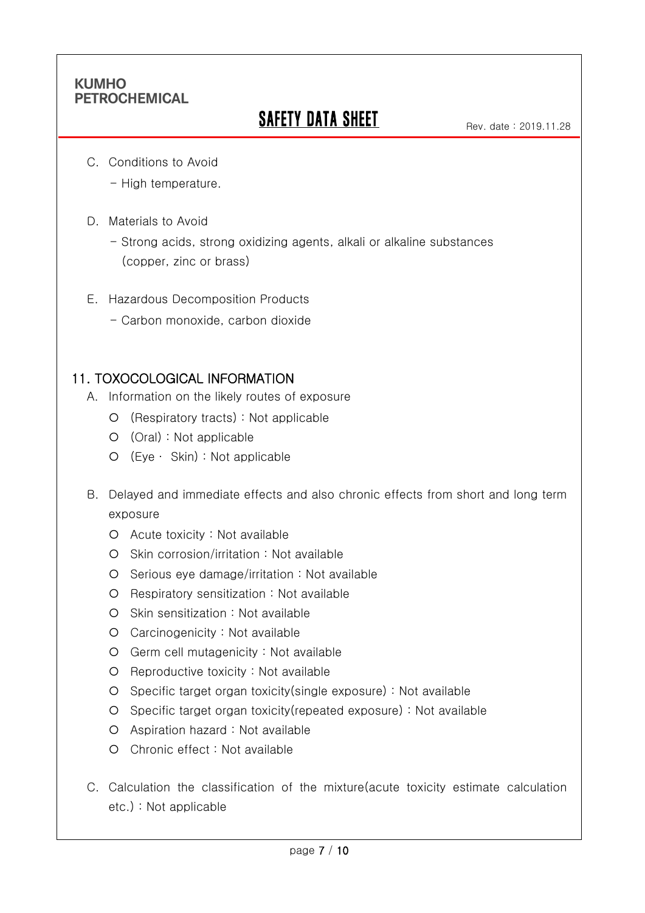C. Conditions to Avoid

- High temperature.

D. Materials to Avoid

- Strong acids, strong oxidizing agents, alkali or alkaline substances (copper, zinc or brass)

E. Hazardous Decomposition Products

- Carbon monoxide, carbon dioxide

## 11. TOXOCOLOGICAL INFORMATION

A. Information on the likely routes of exposure

- (Respiratory tracts) : Not applicable
- (Oral) : Not applicable
- (Eye · Skin) : Not applicable

B. Delayed and immediate effects and also chronic effects from short and long term exposure

- Acute toxicity : Not available
- Skin corrosion/irritation : Not available
- Serious eye damage/irritation : Not available
- Respiratory sensitization : Not available
- Skin sensitization : Not available
- Carcinogenicity : Not available
- Germ cell mutagenicity : Not available
- Reproductive toxicity : Not available
- Specific target organ toxicity(single exposure) : Not available
- Specific target organ toxicity(repeated exposure) : Not available
- Aspiration hazard : Not available
- Chronic effect : Not available

C. Calculation the classification of the mixture(acute toxicity estimate calculation etc.) : Not applicable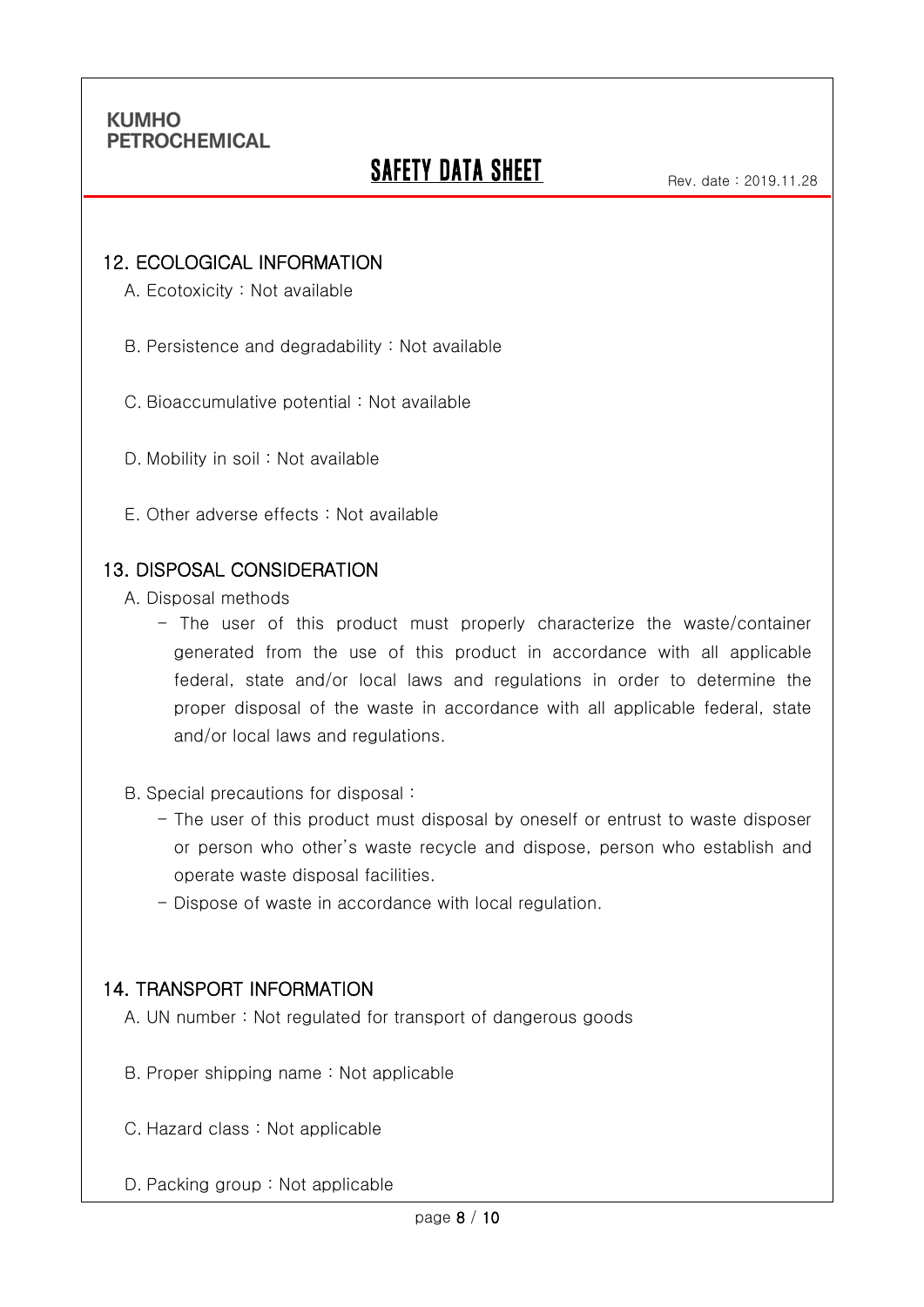## 12. ECOLOGICAL INFORMATION

A. Ecotoxicity : Not available

B. Persistence and degradability : Not available

C. Bioaccumulative potential : Not available

D. Mobility in soil : Not available

E. Other adverse effects : Not available

## 13. DISPOSAL CONSIDERATION

A. Disposal methods

- The user of this product must properly characterize the waste/container generated from the use of this product in accordance with all applicable federal, state and/or local laws and regulations in order to determine the proper disposal of the waste in accordance with all applicable federal, state and/or local laws and regulations.

B. Special precautions for disposal :

- The user of this product must disposal by oneself or entrust to waste disposer or person who other's waste recycle and dispose, person who establish and operate waste disposal facilities.
- Dispose of waste in accordance with local regulation.

## 14. TRANSPORT INFORMATION

A. UN number : Not regulated for transport of dangerous goods

B. Proper shipping name : Not applicable

C. Hazard class : Not applicable

D. Packing group : Not applicable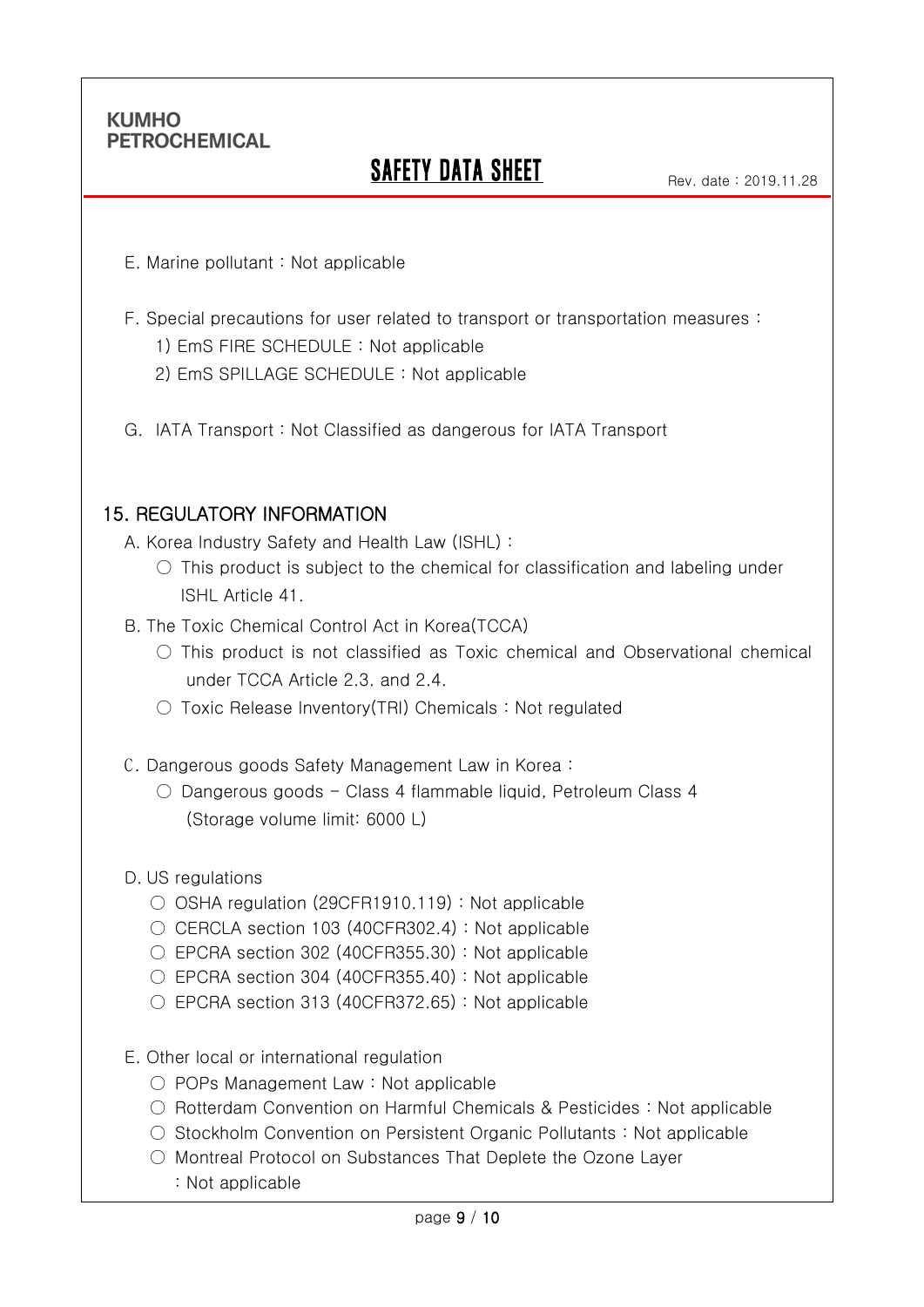E. Marine pollutant : Not applicable

F. Special precautions for user related to transport or transportation measures :

1) EmS FIRE SCHEDULE : Not applicable
2) EmS SPILLAGE SCHEDULE : Not applicable

G. IATA Transport : Not Classified as dangerous for IATA Transport

## 15. REGULATORY INFORMATION

A. Korea Industry Safety and Health Law (ISHL) :

○ This product is subject to the chemical for classification and labeling under ISHL Article 41.

B. The Toxic Chemical Control Act in Korea(TCCA)

○ This product is not classified as Toxic chemical and Observational chemical under TCCA Article 2.3. and 2.4.

○ Toxic Release Inventory(TRI) Chemicals : Not regulated

C. Dangerous goods Safety Management Law in Korea :

○ Dangerous goods – Class 4 flammable liquid, Petroleum Class 4 (Storage volume limit: 6000 L)

D. US regulations

○ OSHA regulation (29CFR1910.119) : Not applicable

○ CERCLA section 103 (40CFR302.4) : Not applicable

○ EPCRA section 302 (40CFR355.30) : Not applicable

○ EPCRA section 304 (40CFR355.40) : Not applicable

○ EPCRA section 313 (40CFR372.65) : Not applicable

E. Other local or international regulation

○ POPs Management Law : Not applicable

○ Rotterdam Convention on Harmful Chemicals & Pesticides : Not applicable

○ Stockholm Convention on Persistent Organic Pollutants : Not applicable

○ Montreal Protocol on Substances That Deplete the Ozone Layer : Not applicable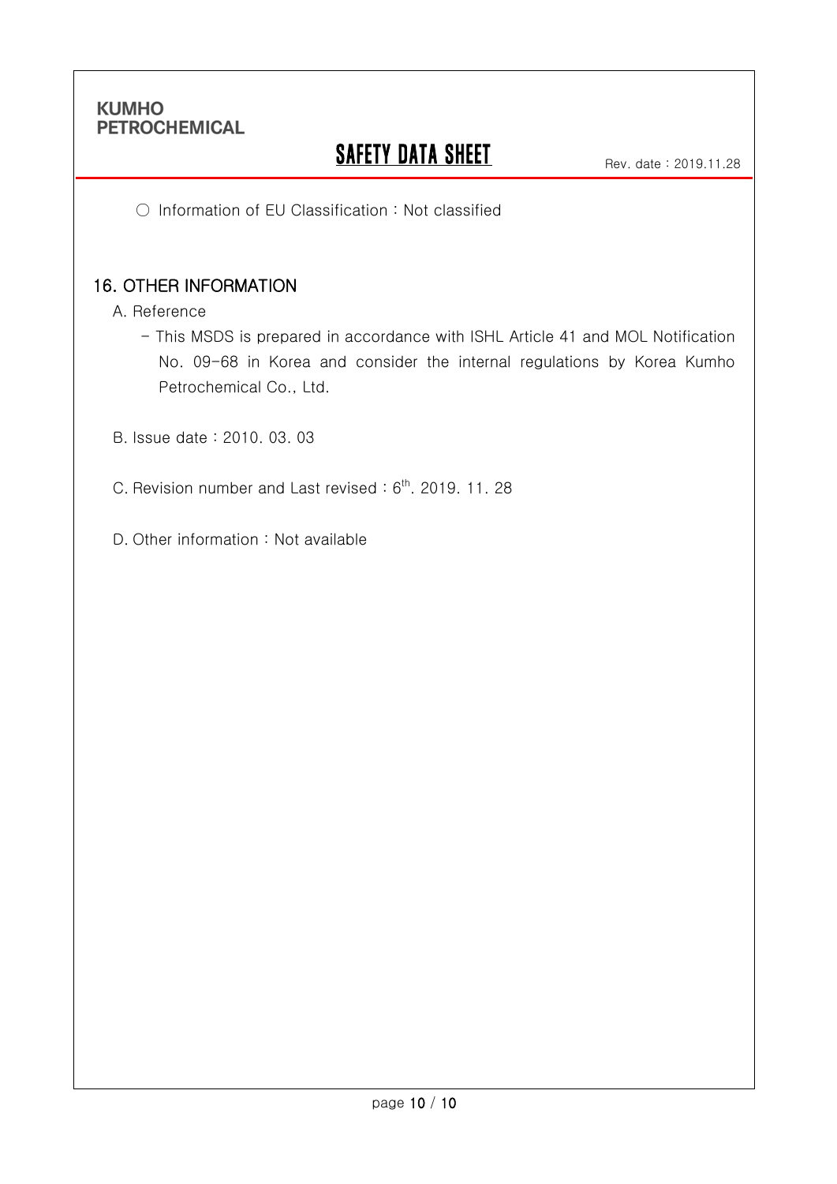○ Information of EU Classification : Not classified

## 16. OTHER INFORMATION

A. Reference

- This MSDS is prepared in accordance with ISHL Article 41 and MOL Notification No. 09-68 in Korea and consider the internal regulations by Korea Kumho Petrochemical Co., Ltd.

B. Issue date : 2010. 03. 03

C. Revision number and Last revised : $6^{th}$. 2019. 11. 28

D. Other information : Not available